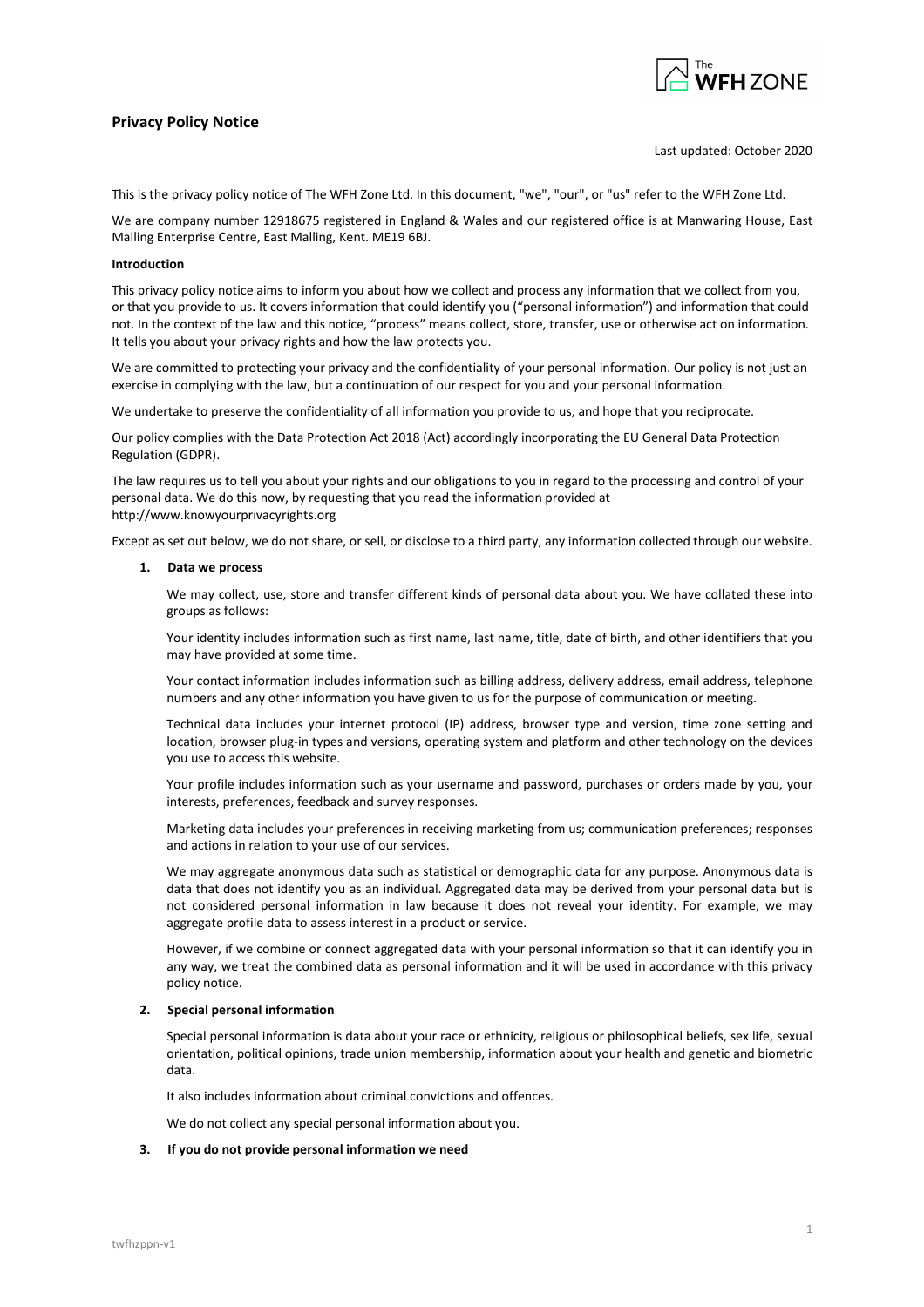# Privacy Policy Notice

Last updated: October 2020

This is the privacy policy notice of The WFH Zone Ltd. In this document, "we", "our", or "us" refer to the WFH Zone Ltd.

We are company number 12918675 registered in England & Wales and our registered office is at Manwaring House, East Malling Enterprise Centre, East Malling, Kent. ME19 6BJ.

**Introduction**

This privacy policy notice aims to inform you about how we collect and process any information that we collect from you, or that you provide to us. It covers information that could identify you ("personal information") and information that could not. In the context of the law and this notice, "process" means collect, store, transfer, use or otherwise act on information. It tells you about your privacy rights and how the law protects you.

We are committed to protecting your privacy and the confidentiality of your personal information. Our policy is not just an exercise in complying with the law, but a continuation of our respect for you and your personal information.

We undertake to preserve the confidentiality of all information you provide to us, and hope that you reciprocate.

Our policy complies with the Data Protection Act 2018 (Act) accordingly incorporating the EU General Data Protection Regulation (GDPR).

The law requires us to tell you about your rights and our obligations to you in regard to the processing and control of your personal data. We do this now, by requesting that you read the information provided at http://www.knowyourprivacyrights.org

Except as set out below, we do not share, or sell, or disclose to a third party, any information collected through our website.

**1. Data we process**

We may collect, use, store and transfer different kinds of personal data about you. We have collated these into groups as follows:

Your identity includes information such as first name, last name, title, date of birth, and other identifiers that you may have provided at some time.

Your contact information includes information such as billing address, delivery address, email address, telephone numbers and any other information you have given to us for the purpose of communication or meeting.

Technical data includes your internet protocol (IP) address, browser type and version, time zone setting and location, browser plug-in types and versions, operating system and platform and other technology on the devices you use to access this website.

Your profile includes information such as your username and password, purchases or orders made by you, your interests, preferences, feedback and survey responses.

Marketing data includes your preferences in receiving marketing from us; communication preferences; responses and actions in relation to your use of our services.

We may aggregate anonymous data such as statistical or demographic data for any purpose. Anonymous data is data that does not identify you as an individual. Aggregated data may be derived from your personal data but is not considered personal information in law because it does not reveal your identity. For example, we may aggregate profile data to assess interest in a product or service.

However, if we combine or connect aggregated data with your personal information so that it can identify you in any way, we treat the combined data as personal information and it will be used in accordance with this privacy policy notice.

**2. Special personal information**

Special personal information is data about your race or ethnicity, religious or philosophical beliefs, sex life, sexual orientation, political opinions, trade union membership, information about your health and genetic and biometric data.

It also includes information about criminal convictions and offences.

We do not collect any special personal information about you.

**3. If you do not provide personal information we need**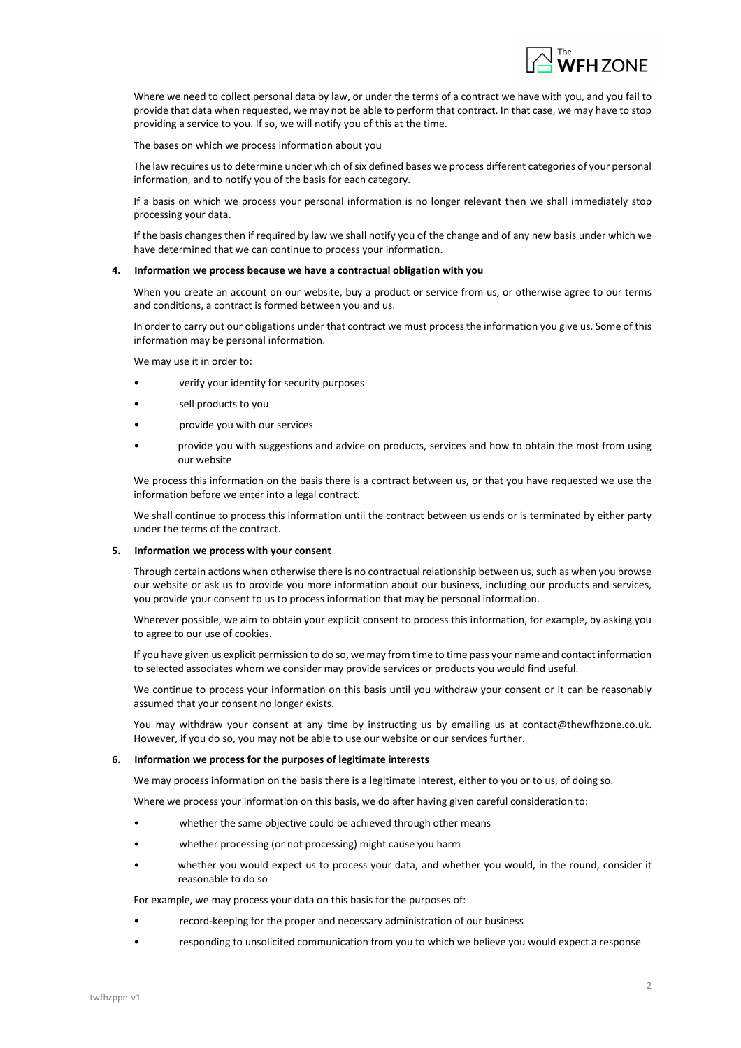Where we need to collect personal data by law, or under the terms of a contract we have with you, and you fail to provide that data when requested, we may not be able to perform that contract. In that case, we may have to stop providing a service to you. If so, we will notify you of this at the time.

The bases on which we process information about you

The law requires us to determine under which of six defined bases we process different categories of your personal information, and to notify you of the basis for each category.

If a basis on which we process your personal information is no longer relevant then we shall immediately stop processing your data.

If the basis changes then if required by law we shall notify you of the change and of any new basis under which we have determined that we can continue to process your information.

### 4. Information we process because we have a contractual obligation with you

When you create an account on our website, buy a product or service from us, or otherwise agree to our terms and conditions, a contract is formed between you and us.

In order to carry out our obligations under that contract we must process the information you give us. Some of this information may be personal information.

We may use it in order to:

- verify your identity for security purposes
- sell products to you
- provide you with our services
- provide you with suggestions and advice on products, services and how to obtain the most from using our website

We process this information on the basis there is a contract between us, or that you have requested we use the information before we enter into a legal contract.

We shall continue to process this information until the contract between us ends or is terminated by either party under the terms of the contract.

### 5. Information we process with your consent

Through certain actions when otherwise there is no contractual relationship between us, such as when you browse our website or ask us to provide you more information about our business, including our products and services, you provide your consent to us to process information that may be personal information.

Wherever possible, we aim to obtain your explicit consent to process this information, for example, by asking you to agree to our use of cookies.

If you have given us explicit permission to do so, we may from time to time pass your name and contact information to selected associates whom we consider may provide services or products you would find useful.

We continue to process your information on this basis until you withdraw your consent or it can be reasonably assumed that your consent no longer exists.

You may withdraw your consent at any time by instructing us by emailing us at contact@thewfhzone.co.uk. However, if you do so, you may not be able to use our website or our services further.

### 6. Information we process for the purposes of legitimate interests

We may process information on the basis there is a legitimate interest, either to you or to us, of doing so.

Where we process your information on this basis, we do after having given careful consideration to:

- whether the same objective could be achieved through other means
- whether processing (or not processing) might cause you harm
- whether you would expect us to process your data, and whether you would, in the round, consider it reasonable to do so

For example, we may process your data on this basis for the purposes of:

- record-keeping for the proper and necessary administration of our business
- responding to unsolicited communication from you to which we believe you would expect a response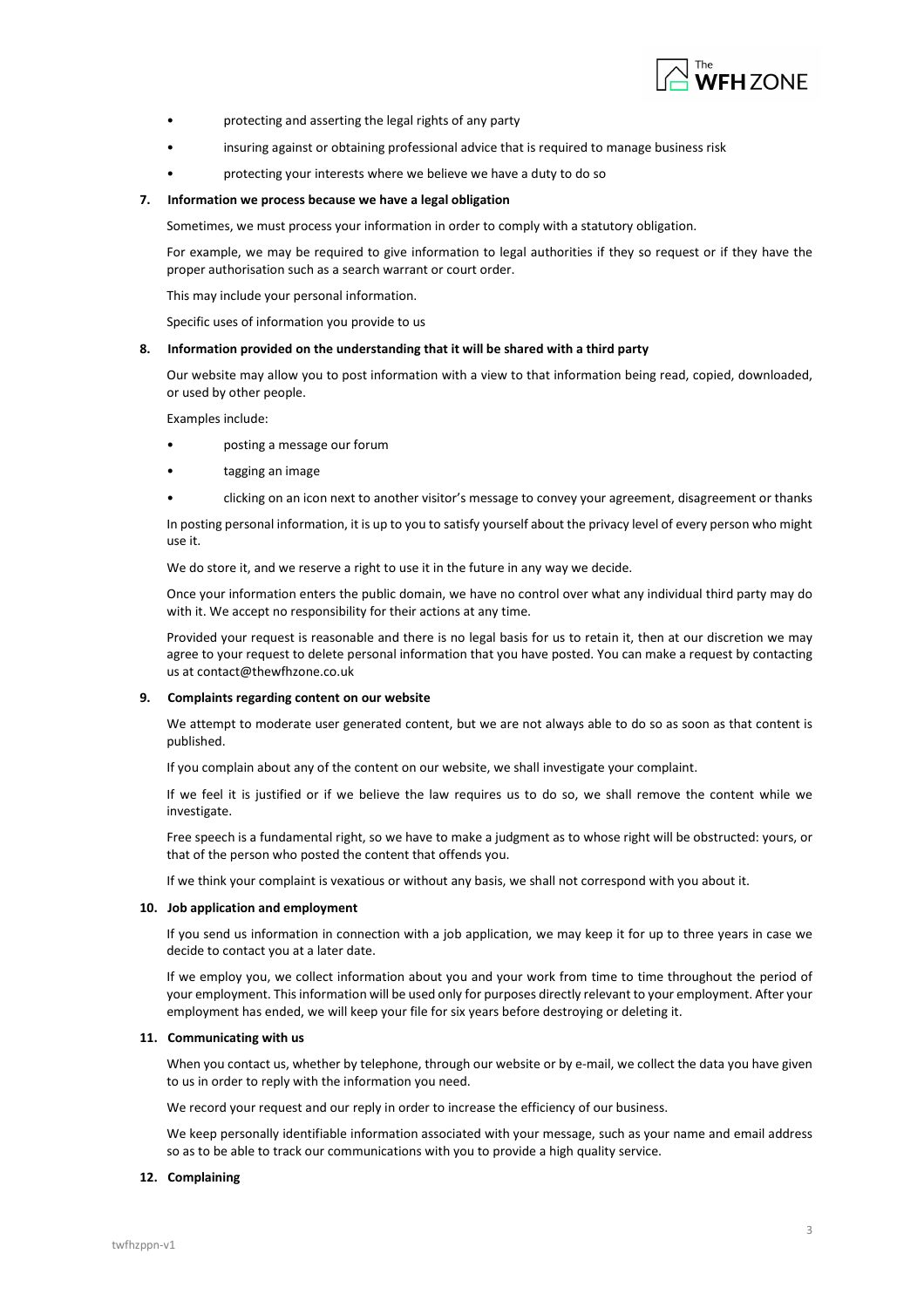- protecting and asserting the legal rights of any party
- insuring against or obtaining professional advice that is required to manage business risk
- protecting your interests where we believe we have a duty to do so

**7. Information we process because we have a legal obligation**

Sometimes, we must process your information in order to comply with a statutory obligation.

For example, we may be required to give information to legal authorities if they so request or if they have the proper authorisation such as a search warrant or court order.

This may include your personal information.

Specific uses of information you provide to us

**8. Information provided on the understanding that it will be shared with a third party**

Our website may allow you to post information with a view to that information being read, copied, downloaded, or used by other people.

Examples include:

- posting a message our forum
- tagging an image
- clicking on an icon next to another visitor's message to convey your agreement, disagreement or thanks

In posting personal information, it is up to you to satisfy yourself about the privacy level of every person who might use it.

We do store it, and we reserve a right to use it in the future in any way we decide.

Once your information enters the public domain, we have no control over what any individual third party may do with it. We accept no responsibility for their actions at any time.

Provided your request is reasonable and there is no legal basis for us to retain it, then at our discretion we may agree to your request to delete personal information that you have posted. You can make a request by contacting us at contact@thewfhzone.co.uk

**9. Complaints regarding content on our website**

We attempt to moderate user generated content, but we are not always able to do so as soon as that content is published.

If you complain about any of the content on our website, we shall investigate your complaint.

If we feel it is justified or if we believe the law requires us to do so, we shall remove the content while we investigate.

Free speech is a fundamental right, so we have to make a judgment as to whose right will be obstructed: yours, or that of the person who posted the content that offends you.

If we think your complaint is vexatious or without any basis, we shall not correspond with you about it.

**10. Job application and employment**

If you send us information in connection with a job application, we may keep it for up to three years in case we decide to contact you at a later date.

If we employ you, we collect information about you and your work from time to time throughout the period of your employment. This information will be used only for purposes directly relevant to your employment. After your employment has ended, we will keep your file for six years before destroying or deleting it.

**11. Communicating with us**

When you contact us, whether by telephone, through our website or by e-mail, we collect the data you have given to us in order to reply with the information you need.

We record your request and our reply in order to increase the efficiency of our business.

We keep personally identifiable information associated with your message, such as your name and email address so as to be able to track our communications with you to provide a high quality service.

**12. Complaining**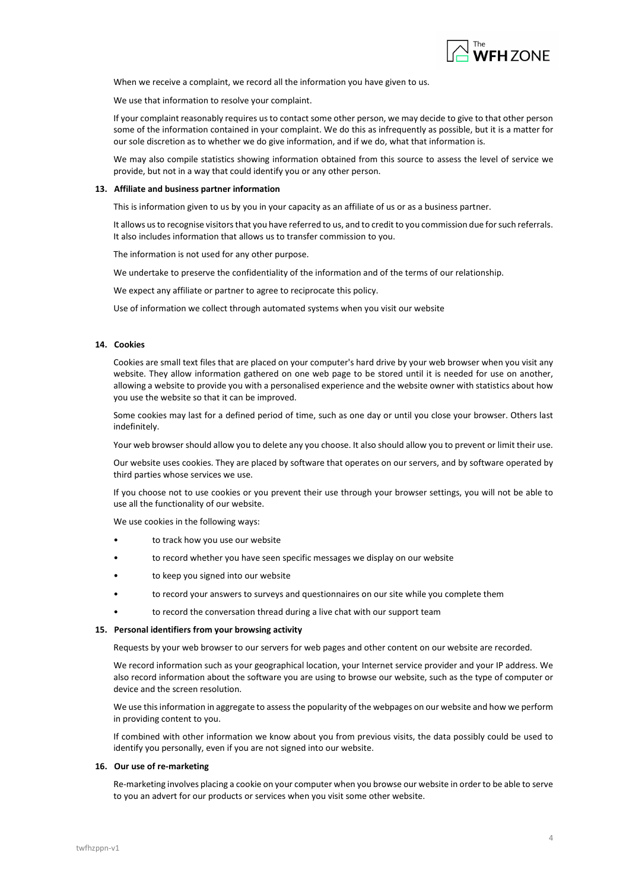When we receive a complaint, we record all the information you have given to us.

We use that information to resolve your complaint.

If your complaint reasonably requires us to contact some other person, we may decide to give to that other person some of the information contained in your complaint. We do this as infrequently as possible, but it is a matter for our sole discretion as to whether we do give information, and if we do, what that information is.

We may also compile statistics showing information obtained from this source to assess the level of service we provide, but not in a way that could identify you or any other person.

**13. Affiliate and business partner information**

This is information given to us by you in your capacity as an affiliate of us or as a business partner.

It allows us to recognise visitors that you have referred to us, and to credit to you commission due for such referrals. It also includes information that allows us to transfer commission to you.

The information is not used for any other purpose.

We undertake to preserve the confidentiality of the information and of the terms of our relationship.

We expect any affiliate or partner to agree to reciprocate this policy.

Use of information we collect through automated systems when you visit our website

**14. Cookies**

Cookies are small text files that are placed on your computer's hard drive by your web browser when you visit any website. They allow information gathered on one web page to be stored until it is needed for use on another, allowing a website to provide you with a personalised experience and the website owner with statistics about how you use the website so that it can be improved.

Some cookies may last for a defined period of time, such as one day or until you close your browser. Others last indefinitely.

Your web browser should allow you to delete any you choose. It also should allow you to prevent or limit their use.

Our website uses cookies. They are placed by software that operates on our servers, and by software operated by third parties whose services we use.

If you choose not to use cookies or you prevent their use through your browser settings, you will not be able to use all the functionality of our website.

We use cookies in the following ways:

- to track how you use our website
- to record whether you have seen specific messages we display on our website
- to keep you signed into our website
- to record your answers to surveys and questionnaires on our site while you complete them
- to record the conversation thread during a live chat with our support team

**15. Personal identifiers from your browsing activity**

Requests by your web browser to our servers for web pages and other content on our website are recorded.

We record information such as your geographical location, your Internet service provider and your IP address. We also record information about the software you are using to browse our website, such as the type of computer or device and the screen resolution.

We use this information in aggregate to assess the popularity of the webpages on our website and how we perform in providing content to you.

If combined with other information we know about you from previous visits, the data possibly could be used to identify you personally, even if you are not signed into our website.

**16. Our use of re-marketing**

Re-marketing involves placing a cookie on your computer when you browse our website in order to be able to serve to you an advert for our products or services when you visit some other website.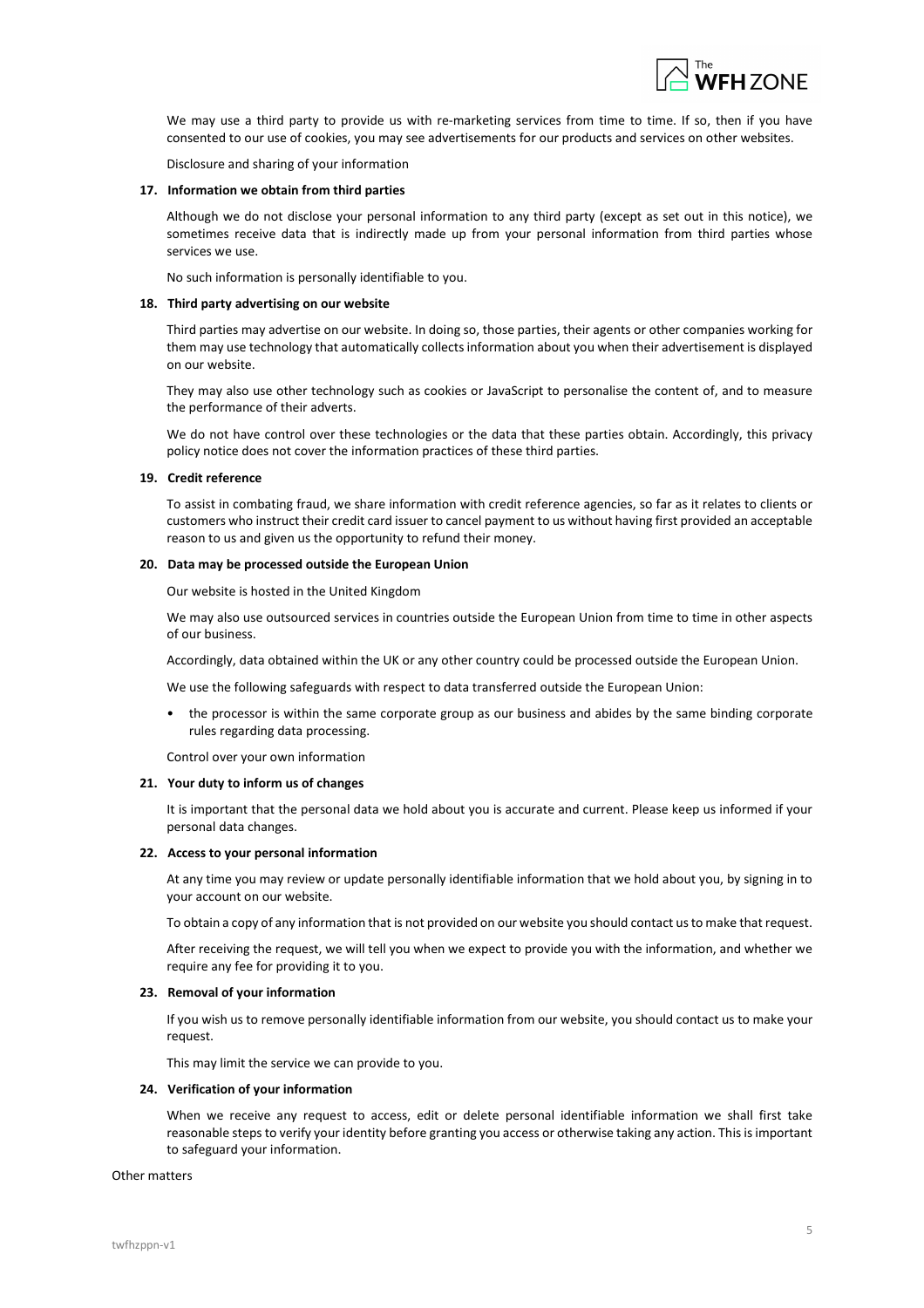We may use a third party to provide us with re-marketing services from time to time. If so, then if you have consented to our use of cookies, you may see advertisements for our products and services on other websites.

Disclosure and sharing of your information

**17. Information we obtain from third parties**

Although we do not disclose your personal information to any third party (except as set out in this notice), we sometimes receive data that is indirectly made up from your personal information from third parties whose services we use.

No such information is personally identifiable to you.

**18. Third party advertising on our website**

Third parties may advertise on our website. In doing so, those parties, their agents or other companies working for them may use technology that automatically collects information about you when their advertisement is displayed on our website.

They may also use other technology such as cookies or JavaScript to personalise the content of, and to measure the performance of their adverts.

We do not have control over these technologies or the data that these parties obtain. Accordingly, this privacy policy notice does not cover the information practices of these third parties.

**19. Credit reference**

To assist in combating fraud, we share information with credit reference agencies, so far as it relates to clients or customers who instruct their credit card issuer to cancel payment to us without having first provided an acceptable reason to us and given us the opportunity to refund their money.

**20. Data may be processed outside the European Union**

Our website is hosted in the United Kingdom

We may also use outsourced services in countries outside the European Union from time to time in other aspects of our business.

Accordingly, data obtained within the UK or any other country could be processed outside the European Union.

We use the following safeguards with respect to data transferred outside the European Union:

- the processor is within the same corporate group as our business and abides by the same binding corporate rules regarding data processing.

Control over your own information

**21. Your duty to inform us of changes**

It is important that the personal data we hold about you is accurate and current. Please keep us informed if your personal data changes.

**22. Access to your personal information**

At any time you may review or update personally identifiable information that we hold about you, by signing in to your account on our website.

To obtain a copy of any information that is not provided on our website you should contact us to make that request.

After receiving the request, we will tell you when we expect to provide you with the information, and whether we require any fee for providing it to you.

**23. Removal of your information**

If you wish us to remove personally identifiable information from our website, you should contact us to make your request.

This may limit the service we can provide to you.

**24. Verification of your information**

When we receive any request to access, edit or delete personal identifiable information we shall first take reasonable steps to verify your identity before granting you access or otherwise taking any action. This is important to safeguard your information.

Other matters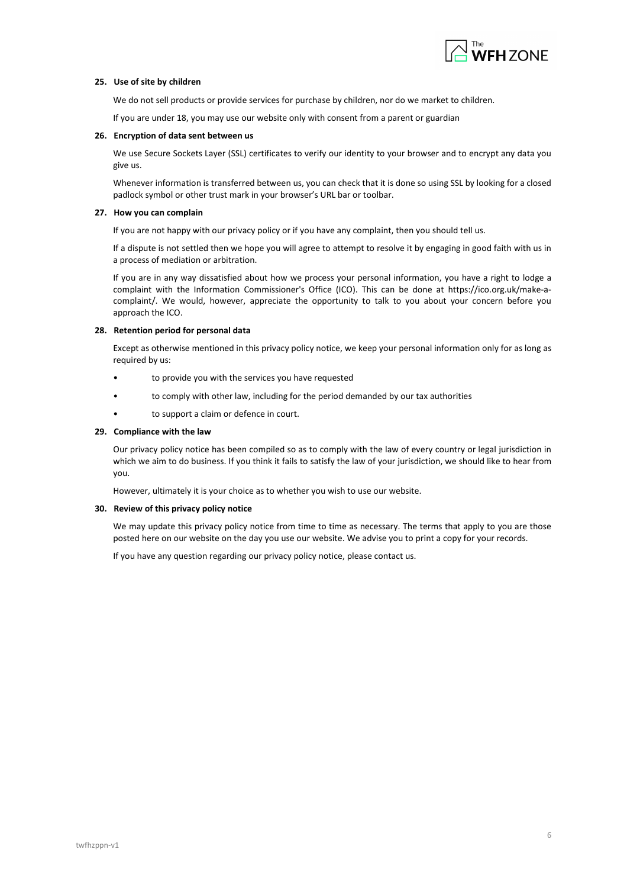**25. Use of site by children**

We do not sell products or provide services for purchase by children, nor do we market to children.

If you are under 18, you may use our website only with consent from a parent or guardian

**26. Encryption of data sent between us**

We use Secure Sockets Layer (SSL) certificates to verify our identity to your browser and to encrypt any data you give us.

Whenever information is transferred between us, you can check that it is done so using SSL by looking for a closed padlock symbol or other trust mark in your browser's URL bar or toolbar.

**27. How you can complain**

If you are not happy with our privacy policy or if you have any complaint, then you should tell us.

If a dispute is not settled then we hope you will agree to attempt to resolve it by engaging in good faith with us in a process of mediation or arbitration.

If you are in any way dissatisfied about how we process your personal information, you have a right to lodge a complaint with the Information Commissioner's Office (ICO). This can be done at https://ico.org.uk/make-a-complaint/. We would, however, appreciate the opportunity to talk to you about your concern before you approach the ICO.

**28. Retention period for personal data**

Except as otherwise mentioned in this privacy policy notice, we keep your personal information only for as long as required by us:

- to provide you with the services you have requested
- to comply with other law, including for the period demanded by our tax authorities
- to support a claim or defence in court.

**29. Compliance with the law**

Our privacy policy notice has been compiled so as to comply with the law of every country or legal jurisdiction in which we aim to do business. If you think it fails to satisfy the law of your jurisdiction, we should like to hear from you.

However, ultimately it is your choice as to whether you wish to use our website.

**30. Review of this privacy policy notice**

We may update this privacy policy notice from time to time as necessary. The terms that apply to you are those posted here on our website on the day you use our website. We advise you to print a copy for your records.

If you have any question regarding our privacy policy notice, please contact us.